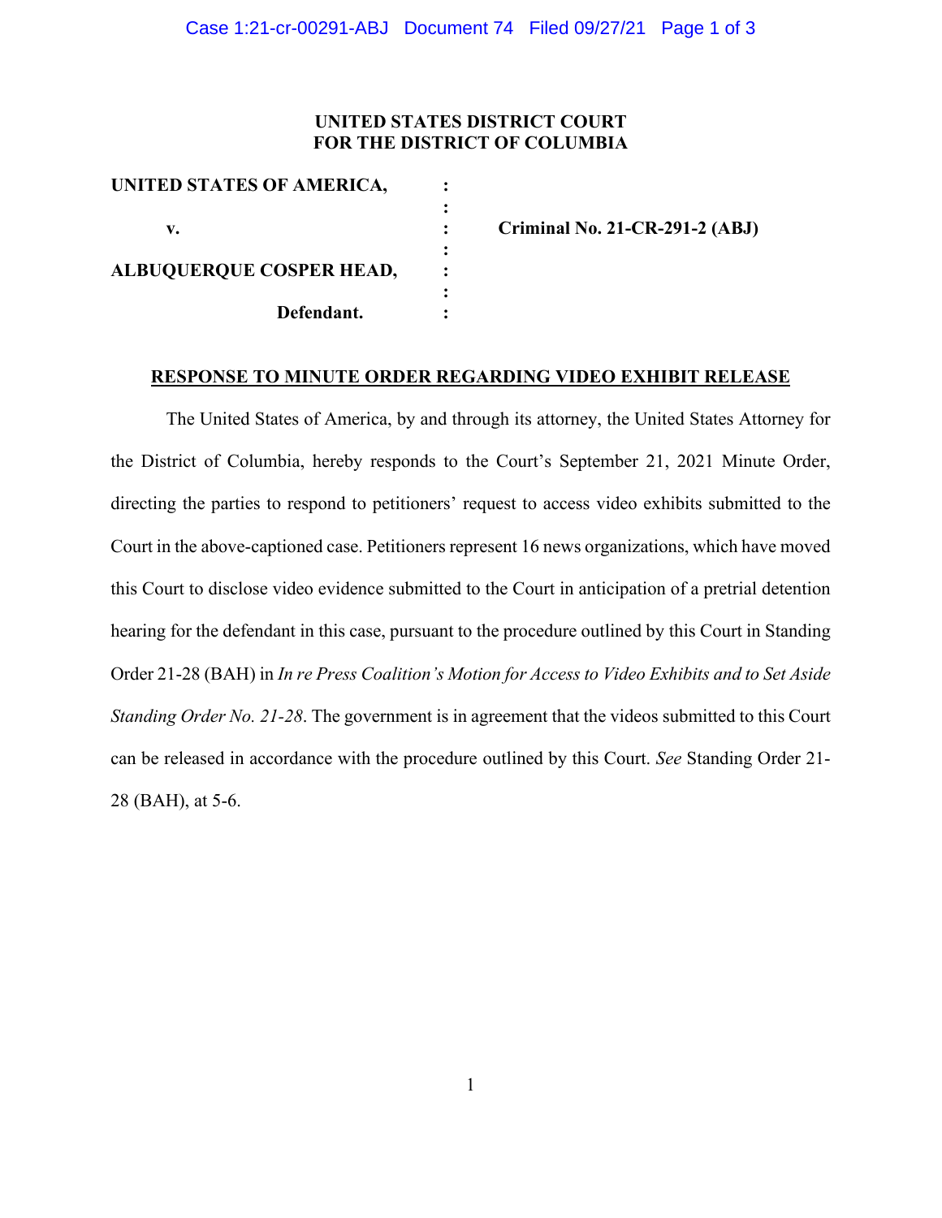**UNITED STATES DISTRICT COURT**
**FOR THE DISTRICT OF COLUMBIA**

| | | |
|---|---|---|
| **UNITED STATES OF AMERICA,** | : | |
| | : | |
| **v.** | : | **Criminal No. 21-CR-291-2 (ABJ)** |
| | : | |
| **ALBUQUERQUE COSPER HEAD,** | : | |
| | : | |
| **Defendant.** | : | |

**<u>RESPONSE TO MINUTE ORDER REGARDING VIDEO EXHIBIT RELEASE</u>**

The United States of America, by and through its attorney, the United States Attorney for the District of Columbia, hereby responds to the Court's September 21, 2021 Minute Order, directing the parties to respond to petitioners' request to access video exhibits submitted to the Court in the above-captioned case. Petitioners represent 16 news organizations, which have moved this Court to disclose video evidence submitted to the Court in anticipation of a pretrial detention hearing for the defendant in this case, pursuant to the procedure outlined by this Court in Standing Order 21-28 (BAH) in *In re Press Coalition's Motion for Access to Video Exhibits and to Set Aside Standing Order No. 21-28*. The government is in agreement that the videos submitted to this Court can be released in accordance with the procedure outlined by this Court. *See* Standing Order 21-28 (BAH), at 5-6.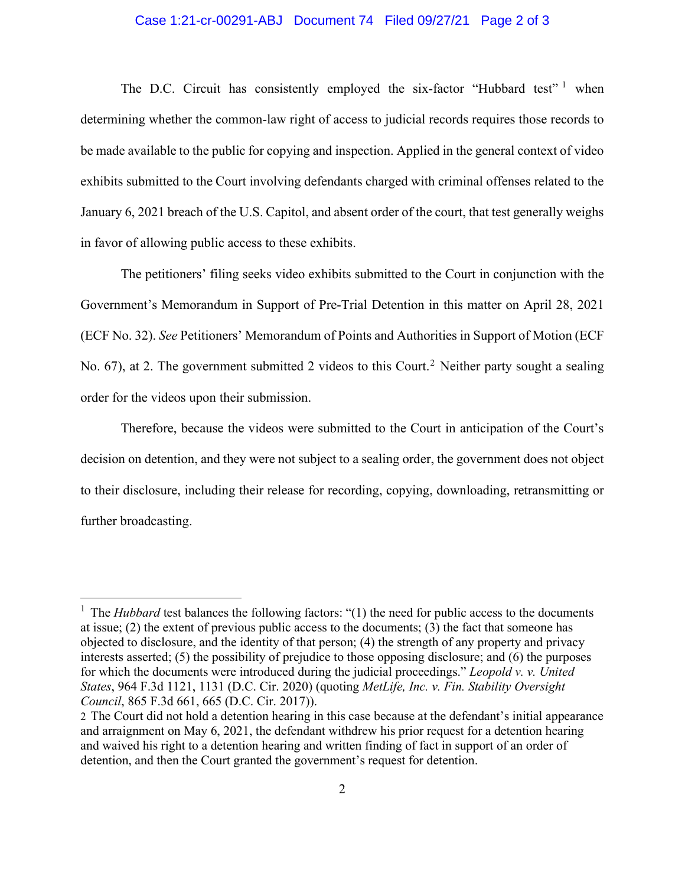The D.C. Circuit has consistently employed the six-factor "Hubbard test" [1] when determining whether the common-law right of access to judicial records requires those records to be made available to the public for copying and inspection. Applied in the general context of video exhibits submitted to the Court involving defendants charged with criminal offenses related to the January 6, 2021 breach of the U.S. Capitol, and absent order of the court, that test generally weighs in favor of allowing public access to these exhibits.

The petitioners' filing seeks video exhibits submitted to the Court in conjunction with the Government's Memorandum in Support of Pre-Trial Detention in this matter on April 28, 2021 (ECF No. 32). *See* Petitioners' Memorandum of Points and Authorities in Support of Motion (ECF No. 67), at 2. The government submitted 2 videos to this Court.[2] Neither party sought a sealing order for the videos upon their submission.

Therefore, because the videos were submitted to the Court in anticipation of the Court's decision on detention, and they were not subject to a sealing order, the government does not object to their disclosure, including their release for recording, copying, downloading, retransmitting or further broadcasting.

---

[1] The *Hubbard* test balances the following factors: "(1) the need for public access to the documents at issue; (2) the extent of previous public access to the documents; (3) the fact that someone has objected to disclosure, and the identity of that person; (4) the strength of any property and privacy interests asserted; (5) the possibility of prejudice to those opposing disclosure; and (6) the purposes for which the documents were introduced during the judicial proceedings." *Leopold v. v. United States*, 964 F.3d 1121, 1131 (D.C. Cir. 2020) (quoting *MetLife, Inc. v. Fin. Stability Oversight Council*, 865 F.3d 661, 665 (D.C. Cir. 2017)).

[2] The Court did not hold a detention hearing in this case because at the defendant's initial appearance and arraignment on May 6, 2021, the defendant withdrew his prior request for a detention hearing and waived his right to a detention hearing and written finding of fact in support of an order of detention, and then the Court granted the government's request for detention.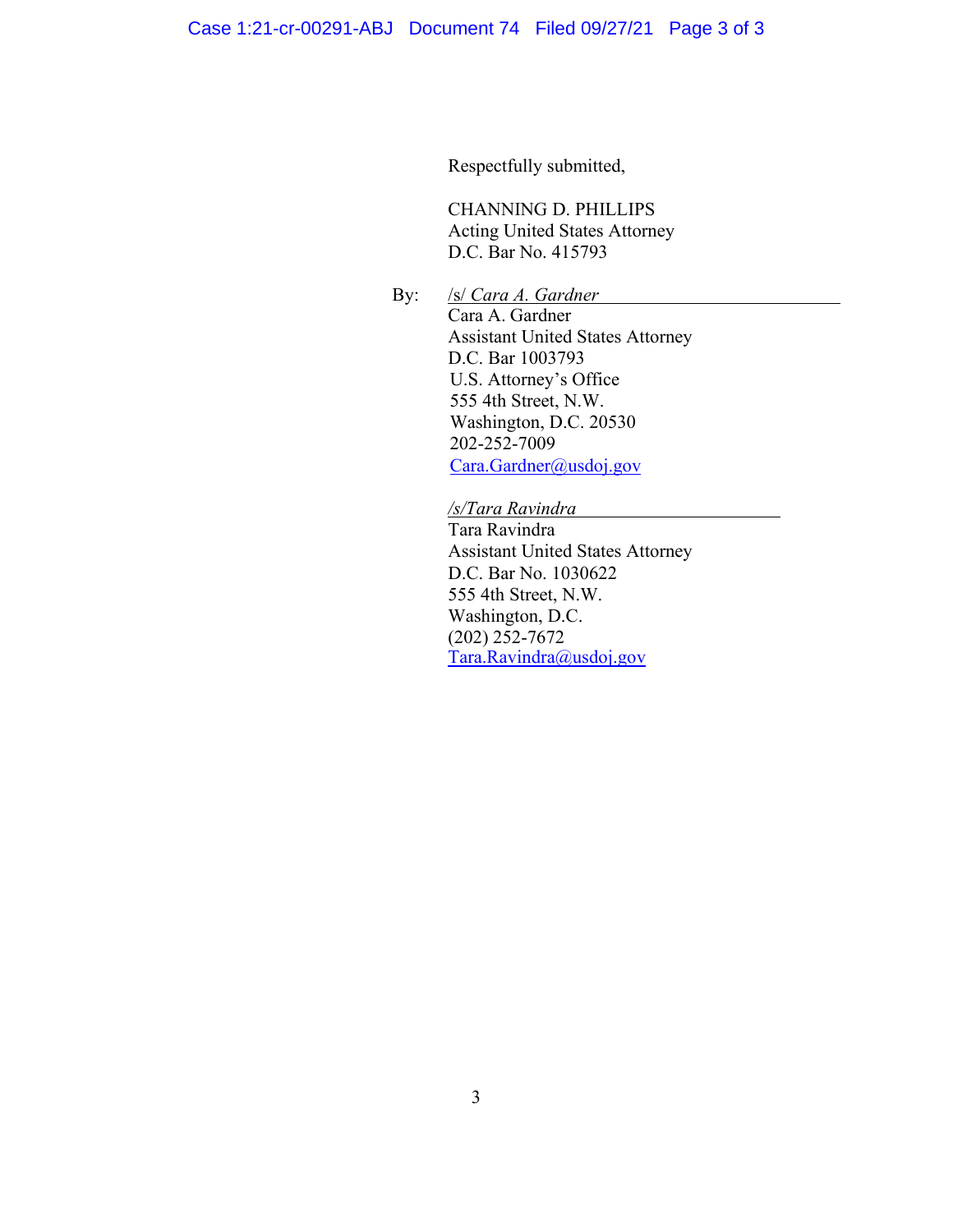Respectfully submitted,

CHANNING D. PHILLIPS
Acting United States Attorney
D.C. Bar No. 415793

By: /s/ *Cara A. Gardner*
Cara A. Gardner
Assistant United States Attorney
D.C. Bar 1003793
U.S. Attorney's Office
555 4th Street, N.W.
Washington, D.C. 20530
202-252-7009
Cara.Gardner@usdoj.gov

*/s/Tara Ravindra*
Tara Ravindra
Assistant United States Attorney
D.C. Bar No. 1030622
555 4th Street, N.W.
Washington, D.C.
(202) 252-7672
Tara.Ravindra@usdoj.gov